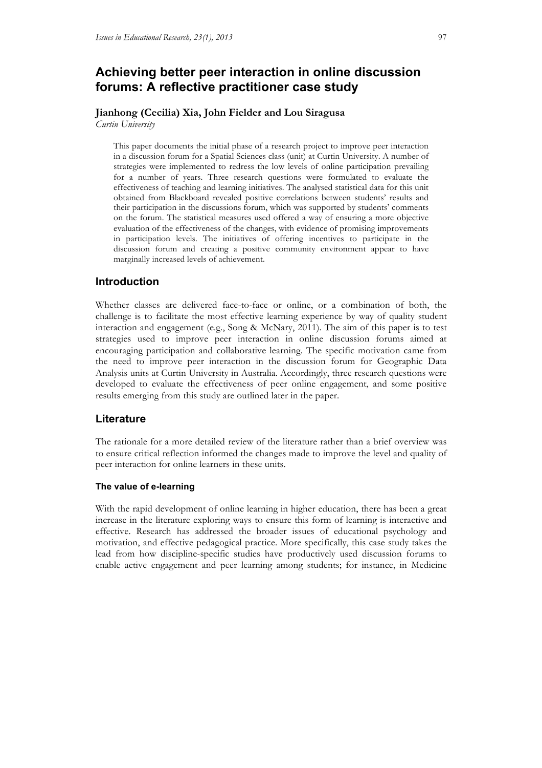# Achieving better peer interaction in online discussion forums: A reflective practitioner case study

**Jianhong (Cecilia) Xia, John Fielder and Lou Siragusa**
*Curtin University*

This paper documents the initial phase of a research project to improve peer interaction in a discussion forum for a Spatial Sciences class (unit) at Curtin University. A number of strategies were implemented to redress the low levels of online participation prevailing for a number of years. Three research questions were formulated to evaluate the effectiveness of teaching and learning initiatives. The analysed statistical data for this unit obtained from Blackboard revealed positive correlations between students' results and their participation in the discussions forum, which was supported by students' comments on the forum. The statistical measures used offered a way of ensuring a more objective evaluation of the effectiveness of the changes, with evidence of promising improvements in participation levels. The initiatives of offering incentives to participate in the discussion forum and creating a positive community environment appear to have marginally increased levels of achievement.

## Introduction

Whether classes are delivered face-to-face or online, or a combination of both, the challenge is to facilitate the most effective learning experience by way of quality student interaction and engagement (e.g., Song & McNary, 2011). The aim of this paper is to test strategies used to improve peer interaction in online discussion forums aimed at encouraging participation and collaborative learning. The specific motivation came from the need to improve peer interaction in the discussion forum for Geographic Data Analysis units at Curtin University in Australia. Accordingly, three research questions were developed to evaluate the effectiveness of peer online engagement, and some positive results emerging from this study are outlined later in the paper.

## Literature

The rationale for a more detailed review of the literature rather than a brief overview was to ensure critical reflection informed the changes made to improve the level and quality of peer interaction for online learners in these units.

### The value of e-learning

With the rapid development of online learning in higher education, there has been a great increase in the literature exploring ways to ensure this form of learning is interactive and effective. Research has addressed the broader issues of educational psychology and motivation, and effective pedagogical practice. More specifically, this case study takes the lead from how discipline-specific studies have productively used discussion forums to enable active engagement and peer learning among students; for instance, in Medicine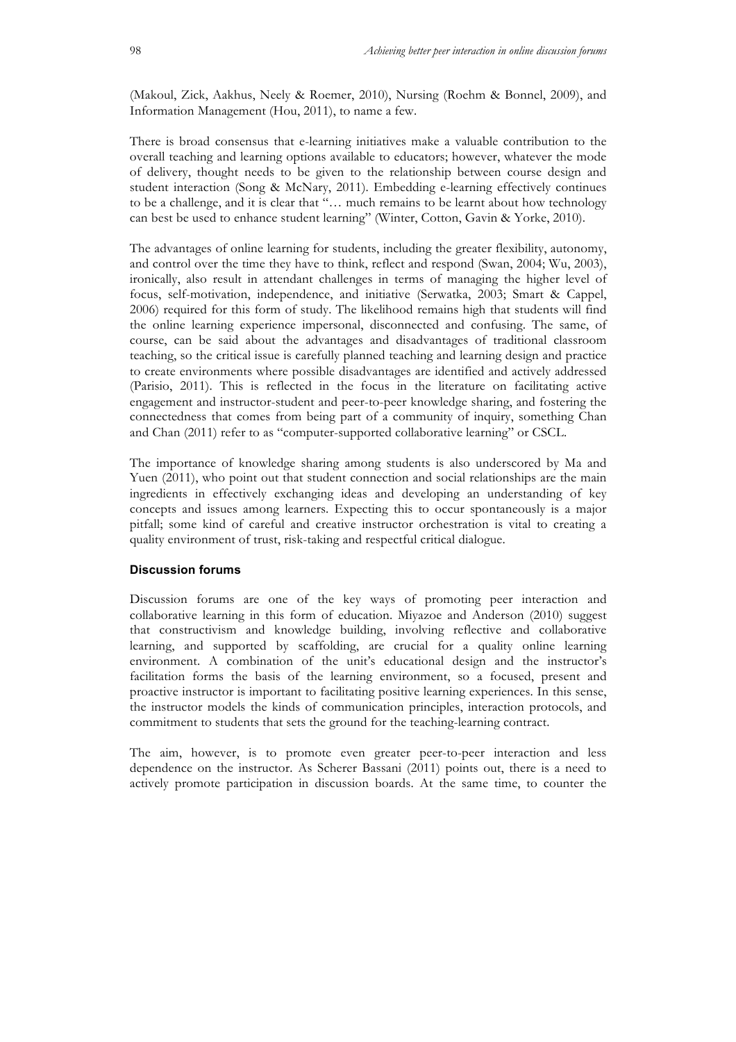(Makoul, Zick, Aakhus, Neely & Roemer, 2010), Nursing (Roehm & Bonnel, 2009), and Information Management (Hou, 2011), to name a few.

There is broad consensus that e-learning initiatives make a valuable contribution to the overall teaching and learning options available to educators; however, whatever the mode of delivery, thought needs to be given to the relationship between course design and student interaction (Song & McNary, 2011). Embedding e-learning effectively continues to be a challenge, and it is clear that "… much remains to be learnt about how technology can best be used to enhance student learning" (Winter, Cotton, Gavin & Yorke, 2010).

The advantages of online learning for students, including the greater flexibility, autonomy, and control over the time they have to think, reflect and respond (Swan, 2004; Wu, 2003), ironically, also result in attendant challenges in terms of managing the higher level of focus, self-motivation, independence, and initiative (Serwatka, 2003; Smart & Cappel, 2006) required for this form of study. The likelihood remains high that students will find the online learning experience impersonal, disconnected and confusing. The same, of course, can be said about the advantages and disadvantages of traditional classroom teaching, so the critical issue is carefully planned teaching and learning design and practice to create environments where possible disadvantages are identified and actively addressed (Parisio, 2011). This is reflected in the focus in the literature on facilitating active engagement and instructor-student and peer-to-peer knowledge sharing, and fostering the connectedness that comes from being part of a community of inquiry, something Chan and Chan (2011) refer to as "computer-supported collaborative learning" or CSCL.

The importance of knowledge sharing among students is also underscored by Ma and Yuen (2011), who point out that student connection and social relationships are the main ingredients in effectively exchanging ideas and developing an understanding of key concepts and issues among learners. Expecting this to occur spontaneously is a major pitfall; some kind of careful and creative instructor orchestration is vital to creating a quality environment of trust, risk-taking and respectful critical dialogue.

### Discussion forums

Discussion forums are one of the key ways of promoting peer interaction and collaborative learning in this form of education. Miyazoe and Anderson (2010) suggest that constructivism and knowledge building, involving reflective and collaborative learning, and supported by scaffolding, are crucial for a quality online learning environment. A combination of the unit's educational design and the instructor's facilitation forms the basis of the learning environment, so a focused, present and proactive instructor is important to facilitating positive learning experiences. In this sense, the instructor models the kinds of communication principles, interaction protocols, and commitment to students that sets the ground for the teaching-learning contract.

The aim, however, is to promote even greater peer-to-peer interaction and less dependence on the instructor. As Scherer Bassani (2011) points out, there is a need to actively promote participation in discussion boards. At the same time, to counter the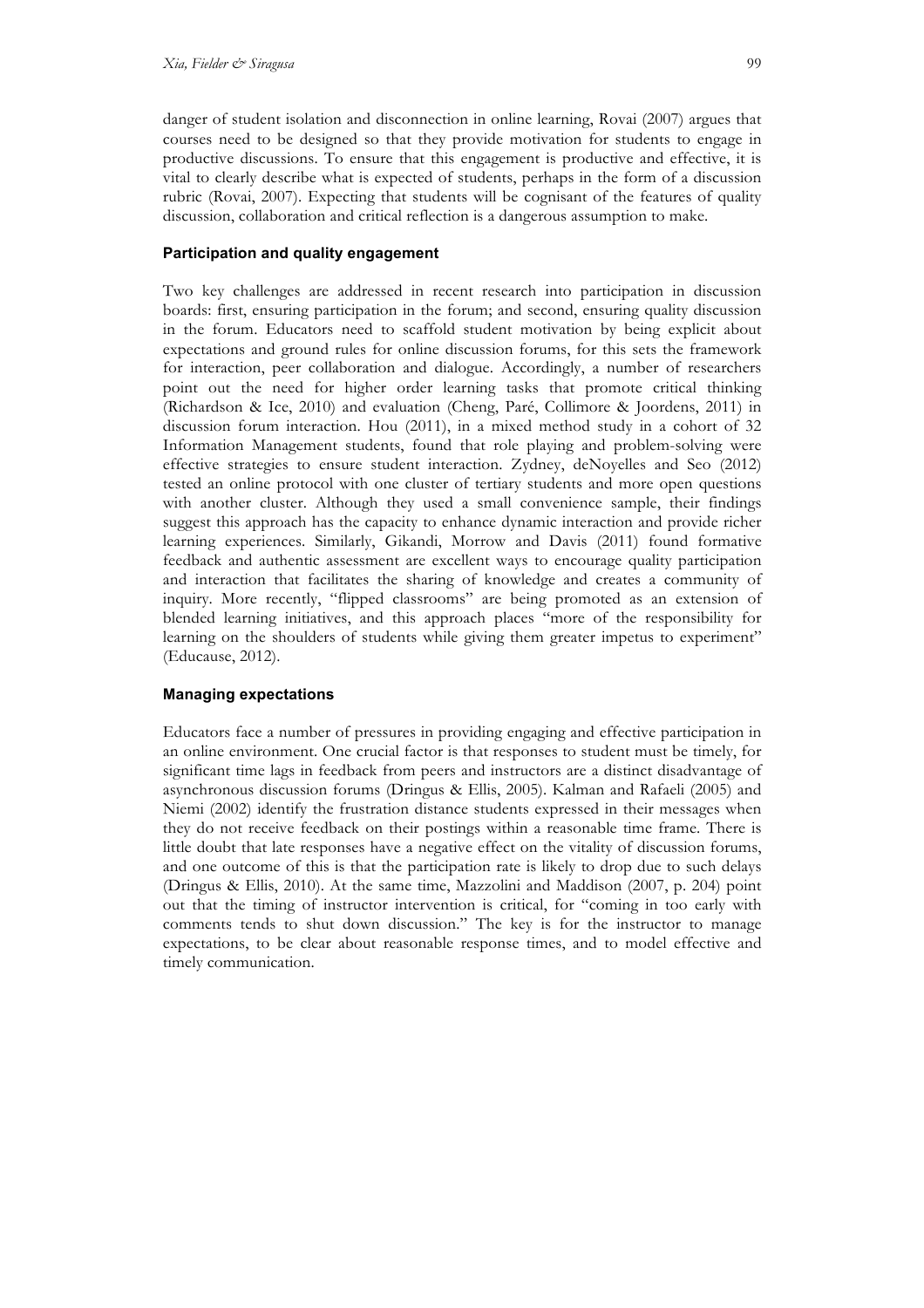danger of student isolation and disconnection in online learning, Rovai (2007) argues that courses need to be designed so that they provide motivation for students to engage in productive discussions. To ensure that this engagement is productive and effective, it is vital to clearly describe what is expected of students, perhaps in the form of a discussion rubric (Rovai, 2007). Expecting that students will be cognisant of the features of quality discussion, collaboration and critical reflection is a dangerous assumption to make.

### Participation and quality engagement

Two key challenges are addressed in recent research into participation in discussion boards: first, ensuring participation in the forum; and second, ensuring quality discussion in the forum. Educators need to scaffold student motivation by being explicit about expectations and ground rules for online discussion forums, for this sets the framework for interaction, peer collaboration and dialogue. Accordingly, a number of researchers point out the need for higher order learning tasks that promote critical thinking (Richardson & Ice, 2010) and evaluation (Cheng, Paré, Collimore & Joordens, 2011) in discussion forum interaction. Hou (2011), in a mixed method study in a cohort of 32 Information Management students, found that role playing and problem-solving were effective strategies to ensure student interaction. Zydney, deNoyelles and Seo (2012) tested an online protocol with one cluster of tertiary students and more open questions with another cluster. Although they used a small convenience sample, their findings suggest this approach has the capacity to enhance dynamic interaction and provide richer learning experiences. Similarly, Gikandi, Morrow and Davis (2011) found formative feedback and authentic assessment are excellent ways to encourage quality participation and interaction that facilitates the sharing of knowledge and creates a community of inquiry. More recently, "flipped classrooms" are being promoted as an extension of blended learning initiatives, and this approach places "more of the responsibility for learning on the shoulders of students while giving them greater impetus to experiment" (Educause, 2012).

### Managing expectations

Educators face a number of pressures in providing engaging and effective participation in an online environment. One crucial factor is that responses to student must be timely, for significant time lags in feedback from peers and instructors are a distinct disadvantage of asynchronous discussion forums (Dringus & Ellis, 2005). Kalman and Rafaeli (2005) and Niemi (2002) identify the frustration distance students expressed in their messages when they do not receive feedback on their postings within a reasonable time frame. There is little doubt that late responses have a negative effect on the vitality of discussion forums, and one outcome of this is that the participation rate is likely to drop due to such delays (Dringus & Ellis, 2010). At the same time, Mazzolini and Maddison (2007, p. 204) point out that the timing of instructor intervention is critical, for "coming in too early with comments tends to shut down discussion." The key is for the instructor to manage expectations, to be clear about reasonable response times, and to model effective and timely communication.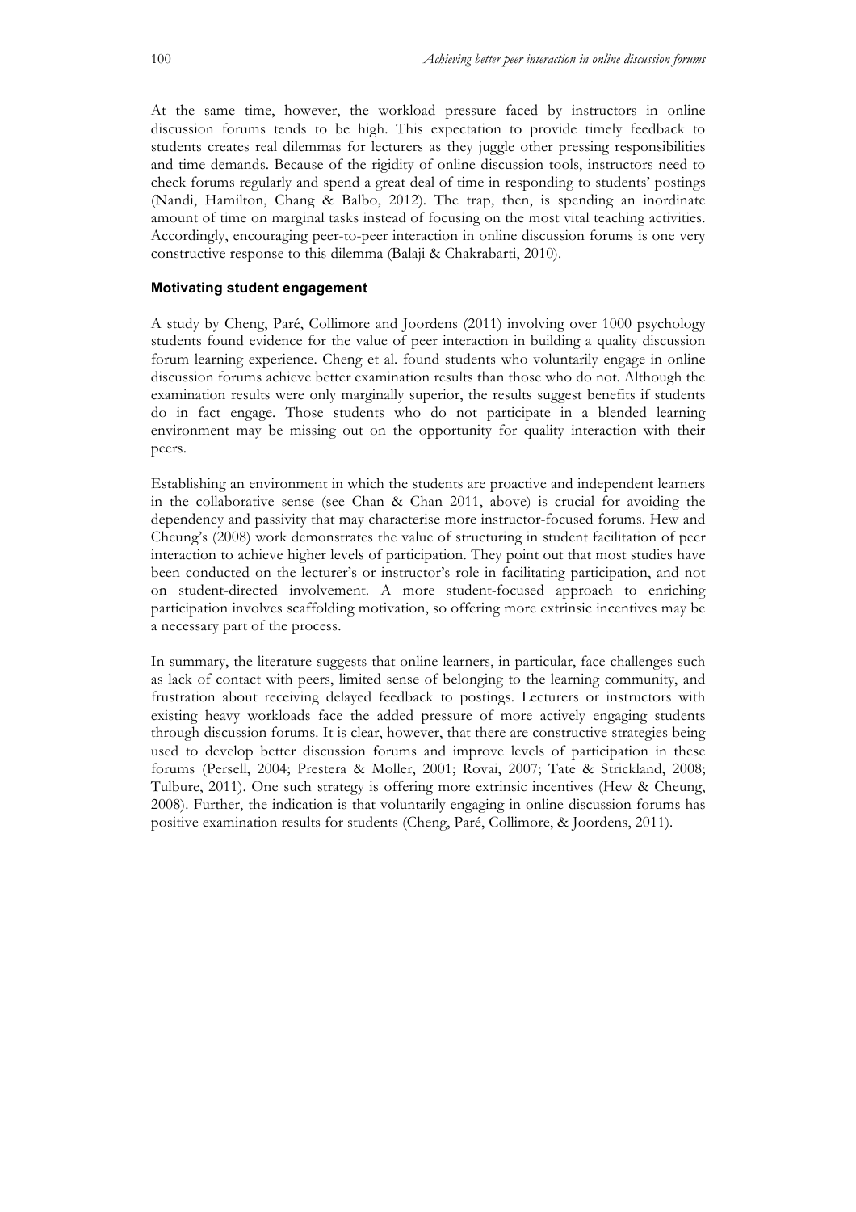At the same time, however, the workload pressure faced by instructors in online discussion forums tends to be high. This expectation to provide timely feedback to students creates real dilemmas for lecturers as they juggle other pressing responsibilities and time demands. Because of the rigidity of online discussion tools, instructors need to check forums regularly and spend a great deal of time in responding to students' postings (Nandi, Hamilton, Chang & Balbo, 2012). The trap, then, is spending an inordinate amount of time on marginal tasks instead of focusing on the most vital teaching activities. Accordingly, encouraging peer-to-peer interaction in online discussion forums is one very constructive response to this dilemma (Balaji & Chakrabarti, 2010).

### Motivating student engagement

A study by Cheng, Paré, Collimore and Joordens (2011) involving over 1000 psychology students found evidence for the value of peer interaction in building a quality discussion forum learning experience. Cheng et al. found students who voluntarily engage in online discussion forums achieve better examination results than those who do not. Although the examination results were only marginally superior, the results suggest benefits if students do in fact engage. Those students who do not participate in a blended learning environment may be missing out on the opportunity for quality interaction with their peers.

Establishing an environment in which the students are proactive and independent learners in the collaborative sense (see Chan & Chan 2011, above) is crucial for avoiding the dependency and passivity that may characterise more instructor-focused forums. Hew and Cheung's (2008) work demonstrates the value of structuring in student facilitation of peer interaction to achieve higher levels of participation. They point out that most studies have been conducted on the lecturer's or instructor's role in facilitating participation, and not on student-directed involvement. A more student-focused approach to enriching participation involves scaffolding motivation, so offering more extrinsic incentives may be a necessary part of the process.

In summary, the literature suggests that online learners, in particular, face challenges such as lack of contact with peers, limited sense of belonging to the learning community, and frustration about receiving delayed feedback to postings. Lecturers or instructors with existing heavy workloads face the added pressure of more actively engaging students through discussion forums. It is clear, however, that there are constructive strategies being used to develop better discussion forums and improve levels of participation in these forums (Persell, 2004; Prestera & Moller, 2001; Rovai, 2007; Tate & Strickland, 2008; Tulbure, 2011). One such strategy is offering more extrinsic incentives (Hew & Cheung, 2008). Further, the indication is that voluntarily engaging in online discussion forums has positive examination results for students (Cheng, Paré, Collimore, & Joordens, 2011).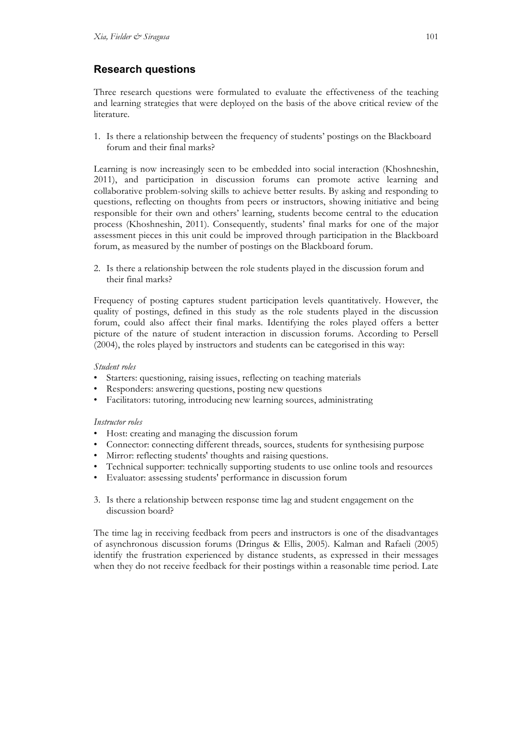## Research questions

Three research questions were formulated to evaluate the effectiveness of the teaching and learning strategies that were deployed on the basis of the above critical review of the literature.

1. Is there a relationship between the frequency of students' postings on the Blackboard forum and their final marks?

Learning is now increasingly seen to be embedded into social interaction (Khoshneshin, 2011), and participation in discussion forums can promote active learning and collaborative problem-solving skills to achieve better results. By asking and responding to questions, reflecting on thoughts from peers or instructors, showing initiative and being responsible for their own and others' learning, students become central to the education process (Khoshneshin, 2011). Consequently, students' final marks for one of the major assessment pieces in this unit could be improved through participation in the Blackboard forum, as measured by the number of postings on the Blackboard forum.

2. Is there a relationship between the role students played in the discussion forum and their final marks?

Frequency of posting captures student participation levels quantitatively. However, the quality of postings, defined in this study as the role students played in the discussion forum, could also affect their final marks. Identifying the roles played offers a better picture of the nature of student interaction in discussion forums. According to Persell (2004), the roles played by instructors and students can be categorised in this way:

*Student roles*

- Starters: questioning, raising issues, reflecting on teaching materials
- Responders: answering questions, posting new questions
- Facilitators: tutoring, introducing new learning sources, administrating

*Instructor roles*

- Host: creating and managing the discussion forum
- Connector: connecting different threads, sources, students for synthesising purpose
- Mirror: reflecting students' thoughts and raising questions.
- Technical supporter: technically supporting students to use online tools and resources
- Evaluator: assessing students' performance in discussion forum

3. Is there a relationship between response time lag and student engagement on the discussion board?

The time lag in receiving feedback from peers and instructors is one of the disadvantages of asynchronous discussion forums (Dringus & Ellis, 2005). Kalman and Rafaeli (2005) identify the frustration experienced by distance students, as expressed in their messages when they do not receive feedback for their postings within a reasonable time period. Late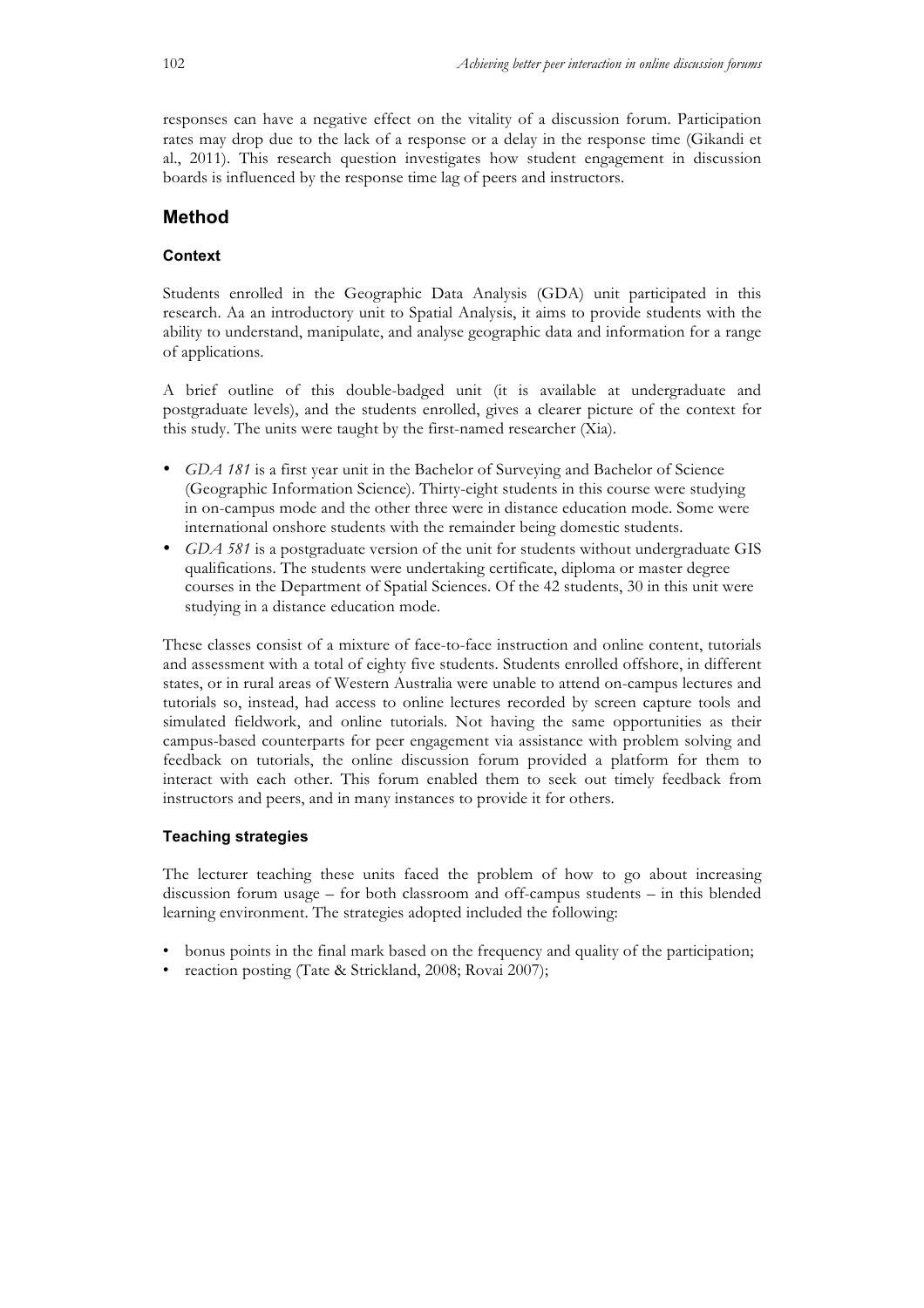responses can have a negative effect on the vitality of a discussion forum. Participation rates may drop due to the lack of a response or a delay in the response time (Gikandi et al., 2011). This research question investigates how student engagement in discussion boards is influenced by the response time lag of peers and instructors.

## Method

### Context

Students enrolled in the Geographic Data Analysis (GDA) unit participated in this research. Aa an introductory unit to Spatial Analysis, it aims to provide students with the ability to understand, manipulate, and analyse geographic data and information for a range of applications.

A brief outline of this double-badged unit (it is available at undergraduate and postgraduate levels), and the students enrolled, gives a clearer picture of the context for this study. The units were taught by the first-named researcher (Xia).

- *GDA 181* is a first year unit in the Bachelor of Surveying and Bachelor of Science (Geographic Information Science). Thirty-eight students in this course were studying in on-campus mode and the other three were in distance education mode. Some were international onshore students with the remainder being domestic students.
- *GDA 581* is a postgraduate version of the unit for students without undergraduate GIS qualifications. The students were undertaking certificate, diploma or master degree courses in the Department of Spatial Sciences. Of the 42 students, 30 in this unit were studying in a distance education mode.

These classes consist of a mixture of face-to-face instruction and online content, tutorials and assessment with a total of eighty five students. Students enrolled offshore, in different states, or in rural areas of Western Australia were unable to attend on-campus lectures and tutorials so, instead, had access to online lectures recorded by screen capture tools and simulated fieldwork, and online tutorials. Not having the same opportunities as their campus-based counterparts for peer engagement via assistance with problem solving and feedback on tutorials, the online discussion forum provided a platform for them to interact with each other. This forum enabled them to seek out timely feedback from instructors and peers, and in many instances to provide it for others.

### Teaching strategies

The lecturer teaching these units faced the problem of how to go about increasing discussion forum usage – for both classroom and off-campus students – in this blended learning environment. The strategies adopted included the following:

- bonus points in the final mark based on the frequency and quality of the participation;
- reaction posting (Tate & Strickland, 2008; Rovai 2007);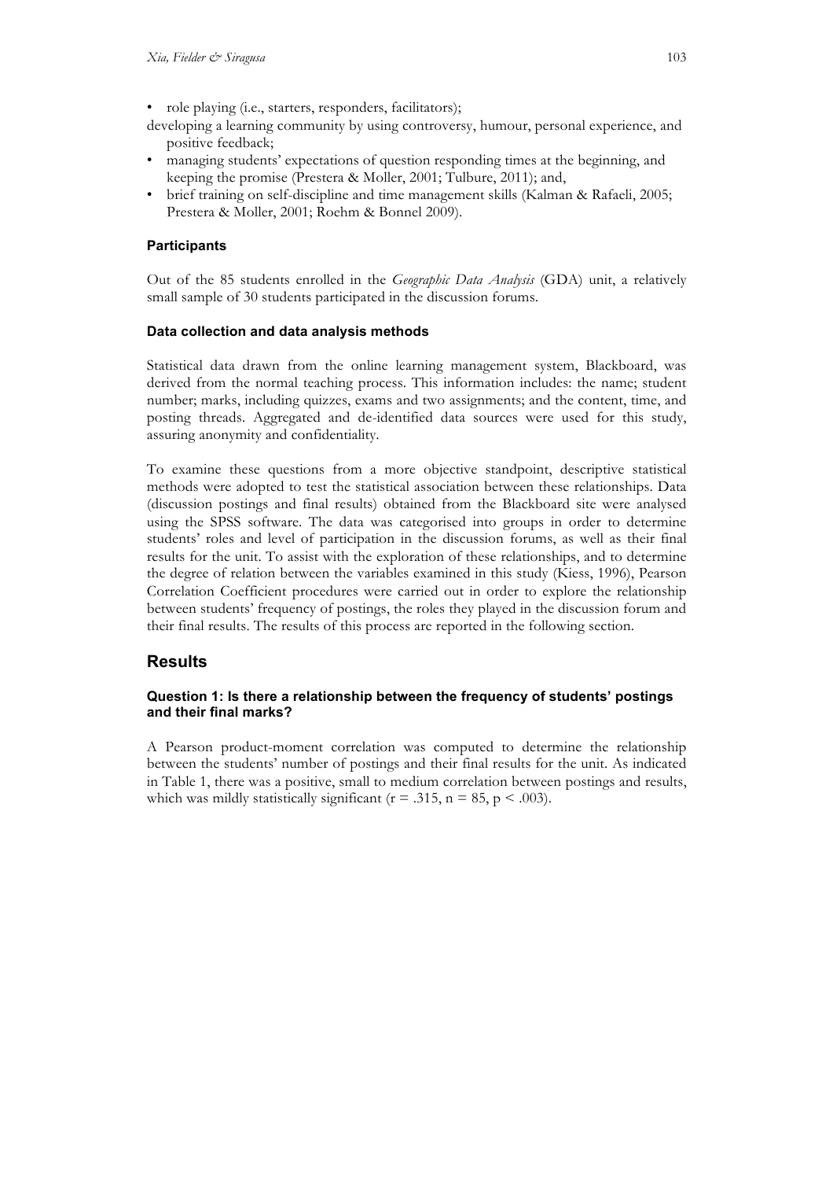- role playing (i.e., starters, responders, facilitators);

developing a learning community by using controversy, humour, personal experience, and positive feedback;

- managing students' expectations of question responding times at the beginning, and keeping the promise (Prestera & Moller, 2001; Tulbure, 2011); and,
- brief training on self-discipline and time management skills (Kalman & Rafaeli, 2005; Prestera & Moller, 2001; Roehm & Bonnel 2009).

#### Participants

Out of the 85 students enrolled in the *Geographic Data Analysis* (GDA) unit, a relatively small sample of 30 students participated in the discussion forums.

#### Data collection and data analysis methods

Statistical data drawn from the online learning management system, Blackboard, was derived from the normal teaching process. This information includes: the name; student number; marks, including quizzes, exams and two assignments; and the content, time, and posting threads. Aggregated and de-identified data sources were used for this study, assuring anonymity and confidentiality.

To examine these questions from a more objective standpoint, descriptive statistical methods were adopted to test the statistical association between these relationships. Data (discussion postings and final results) obtained from the Blackboard site were analysed using the SPSS software. The data was categorised into groups in order to determine students' roles and level of participation in the discussion forums, as well as their final results for the unit. To assist with the exploration of these relationships, and to determine the degree of relation between the variables examined in this study (Kiess, 1996), Pearson Correlation Coefficient procedures were carried out in order to explore the relationship between students' frequency of postings, the roles they played in the discussion forum and their final results. The results of this process are reported in the following section.

## Results

#### Question 1: Is there a relationship between the frequency of students' postings and their final marks?

A Pearson product-moment correlation was computed to determine the relationship between the students' number of postings and their final results for the unit. As indicated in Table 1, there was a positive, small to medium correlation between postings and results, which was mildly statistically significant ($r = .315$, $n = 85$, $p < .003$).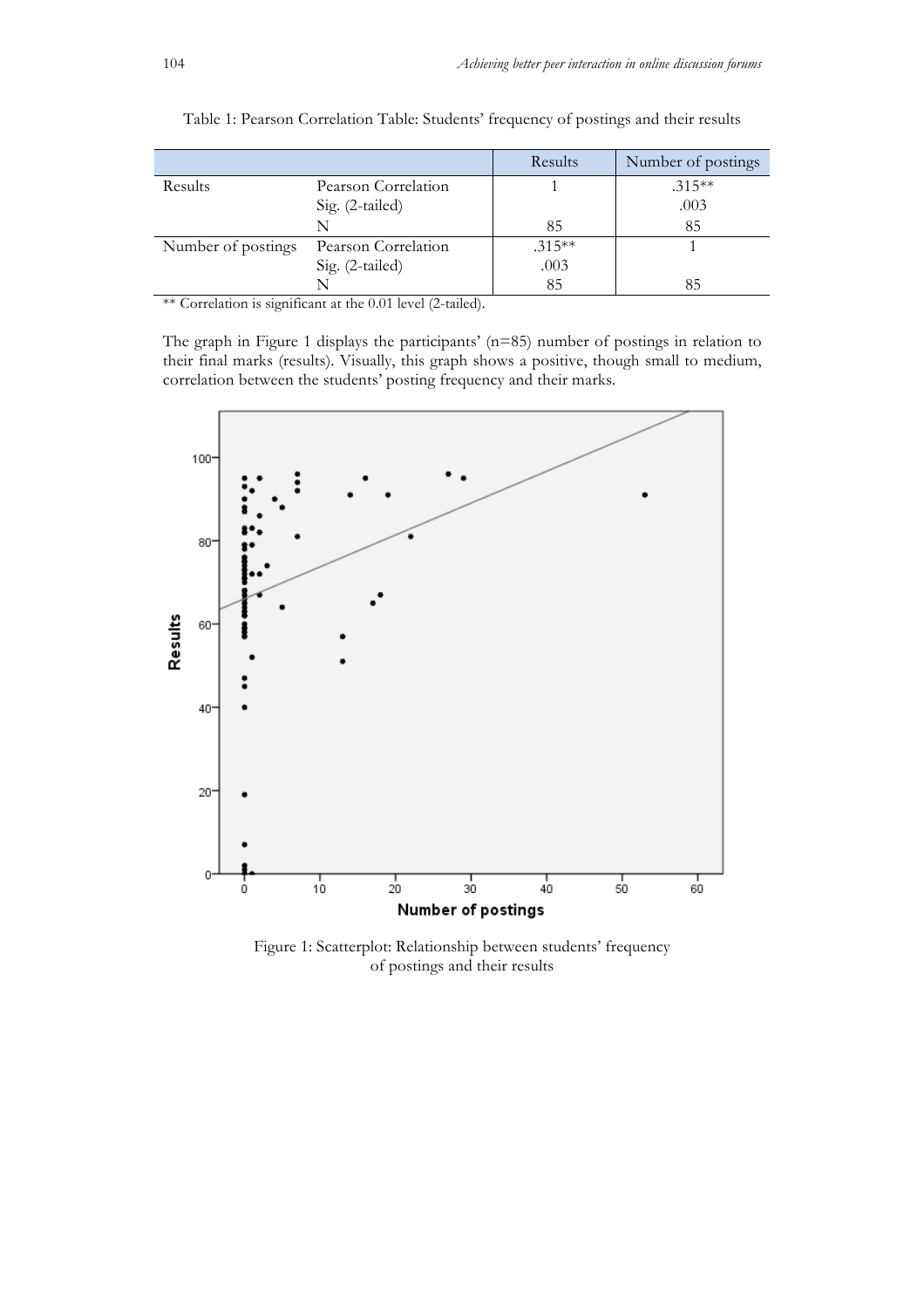Table 1: Pearson Correlation Table: Students' frequency of postings and their results

| | | Results | Number of postings |
|---|---|---|---|
| Results | Pearson Correlation | 1 | .315** |
| | Sig. (2-tailed) | | .003 |
| | N | 85 | 85 |
| Number of postings | Pearson Correlation | .315** | 1 |
| | Sig. (2-tailed) | .003 | |
| | N | 85 | 85 |

** Correlation is significant at the 0.01 level (2-tailed).

The graph in Figure 1 displays the participants' (n=85) number of postings in relation to their final marks (results). Visually, this graph shows a positive, though small to medium, correlation between the students' posting frequency and their marks.

Figure 1: Scatterplot: Relationship between students' frequency of postings and their results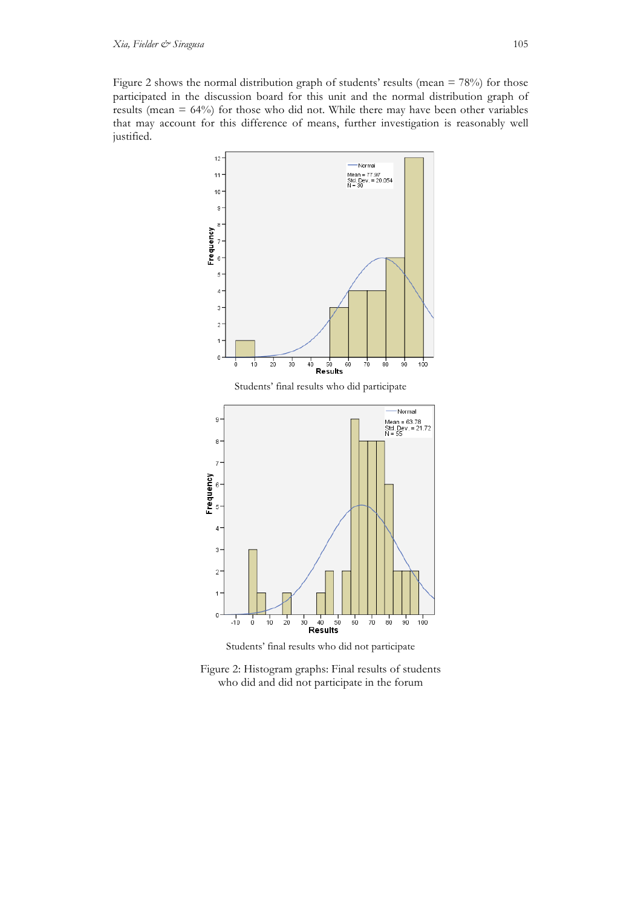Figure 2 shows the normal distribution graph of students' results (mean = 78%) for those participated in the discussion board for this unit and the normal distribution graph of results (mean = 64%) for those who did not. While there may have been other variables that may account for this difference of means, further investigation is reasonably well justified.

Students' final results who did participate

Students' final results who did not participate

Figure 2: Histogram graphs: Final results of students who did and did not participate in the forum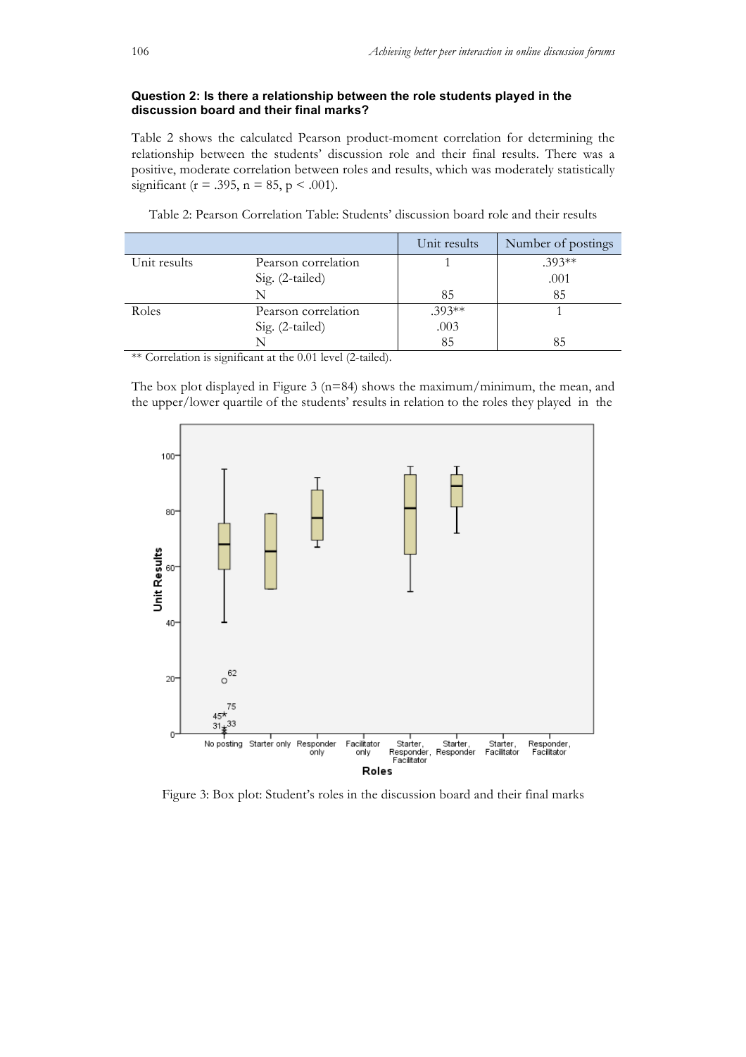**Question 2: Is there a relationship between the role students played in the discussion board and their final marks?**

Table 2 shows the calculated Pearson product-moment correlation for determining the relationship between the students' discussion role and their final results. There was a positive, moderate correlation between roles and results, which was moderately statistically significant ($r = .395$, $n = 85$, $p < .001$).

Table 2: Pearson Correlation Table: Students' discussion board role and their results

| | | Unit results | Number of postings |
|---|---|---|---|
| Unit results | Pearson correlation | 1 | .393** |
| | Sig. (2-tailed) | | .001 |
| | N | 85 | 85 |
| Roles | Pearson correlation | .393** | 1 |
| | Sig. (2-tailed) | .003 | |
| | N | 85 | 85 |

** Correlation is significant at the 0.01 level (2-tailed).

The box plot displayed in Figure 3 (n=84) shows the maximum/minimum, the mean, and the upper/lower quartile of the students' results in relation to the roles they played in the

Figure 3: Box plot: Student's roles in the discussion board and their final marks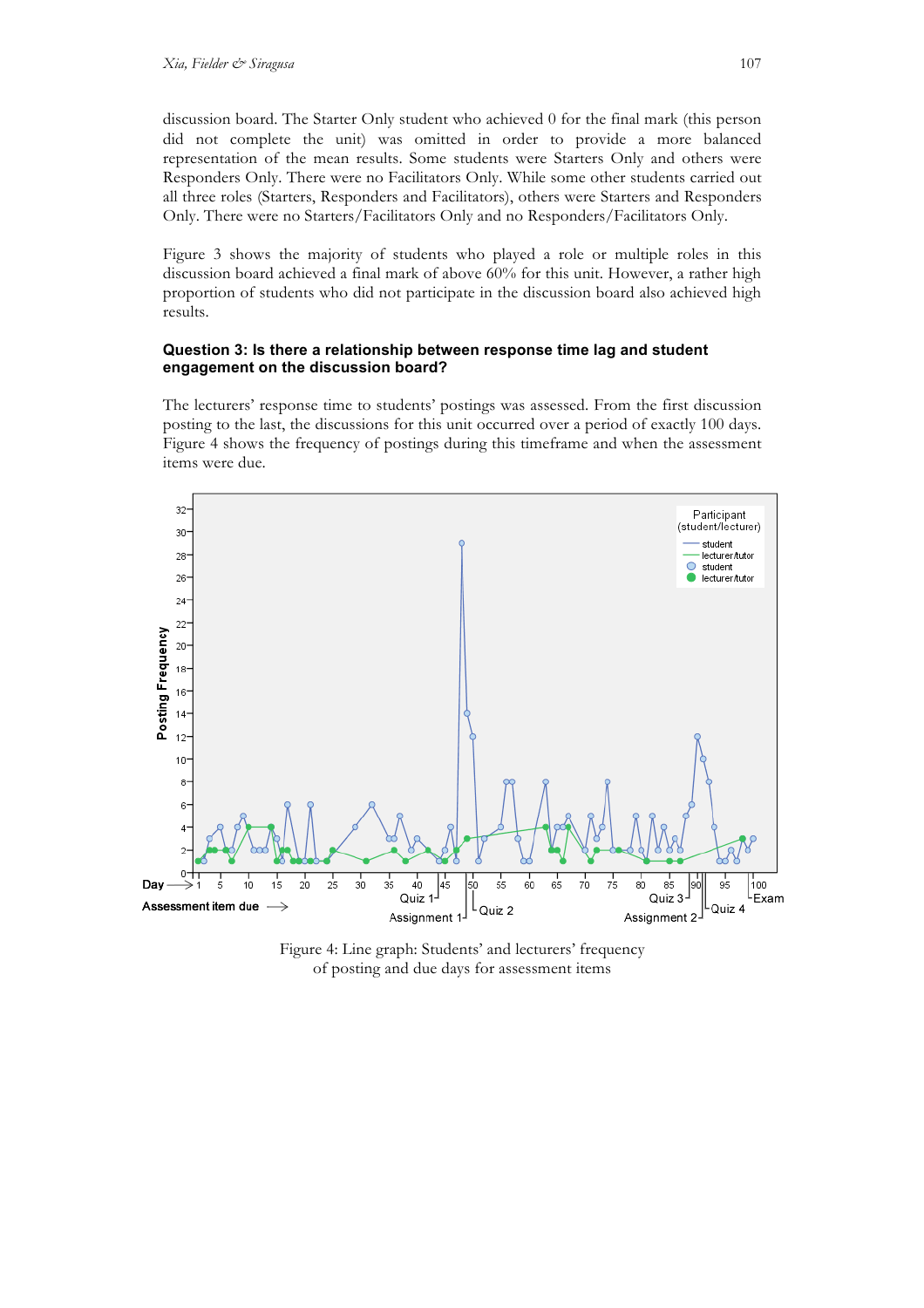discussion board. The Starter Only student who achieved 0 for the final mark (this person did not complete the unit) was omitted in order to provide a more balanced representation of the mean results. Some students were Starters Only and others were Responders Only. There were no Facilitators Only. While some other students carried out all three roles (Starters, Responders and Facilitators), others were Starters and Responders Only. There were no Starters/Facilitators Only and no Responders/Facilitators Only.

Figure 3 shows the majority of students who played a role or multiple roles in this discussion board achieved a final mark of above 60% for this unit. However, a rather high proportion of students who did not participate in the discussion board also achieved high results.

### Question 3: Is there a relationship between response time lag and student engagement on the discussion board?

The lecturers' response time to students' postings was assessed. From the first discussion posting to the last, the discussions for this unit occurred over a period of exactly 100 days. Figure 4 shows the frequency of postings during this timeframe and when the assessment items were due.

Figure 4: Line graph: Students' and lecturers' frequency of posting and due days for assessment items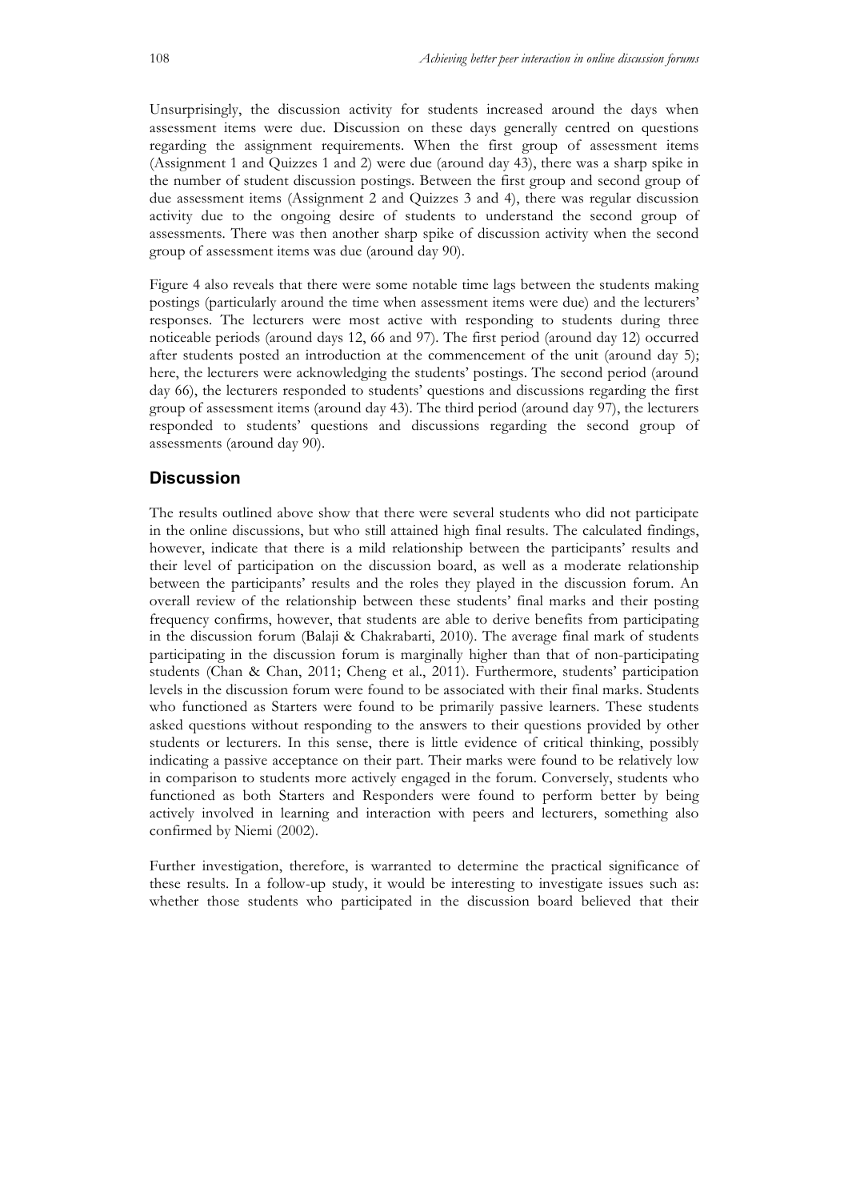Unsurprisingly, the discussion activity for students increased around the days when assessment items were due. Discussion on these days generally centred on questions regarding the assignment requirements. When the first group of assessment items (Assignment 1 and Quizzes 1 and 2) were due (around day 43), there was a sharp spike in the number of student discussion postings. Between the first group and second group of due assessment items (Assignment 2 and Quizzes 3 and 4), there was regular discussion activity due to the ongoing desire of students to understand the second group of assessments. There was then another sharp spike of discussion activity when the second group of assessment items was due (around day 90).

Figure 4 also reveals that there were some notable time lags between the students making postings (particularly around the time when assessment items were due) and the lecturers' responses. The lecturers were most active with responding to students during three noticeable periods (around days 12, 66 and 97). The first period (around day 12) occurred after students posted an introduction at the commencement of the unit (around day 5); here, the lecturers were acknowledging the students' postings. The second period (around day 66), the lecturers responded to students' questions and discussions regarding the first group of assessment items (around day 43). The third period (around day 97), the lecturers responded to students' questions and discussions regarding the second group of assessments (around day 90).

## Discussion

The results outlined above show that there were several students who did not participate in the online discussions, but who still attained high final results. The calculated findings, however, indicate that there is a mild relationship between the participants' results and their level of participation on the discussion board, as well as a moderate relationship between the participants' results and the roles they played in the discussion forum. An overall review of the relationship between these students' final marks and their posting frequency confirms, however, that students are able to derive benefits from participating in the discussion forum (Balaji & Chakrabarti, 2010). The average final mark of students participating in the discussion forum is marginally higher than that of non-participating students (Chan & Chan, 2011; Cheng et al., 2011). Furthermore, students' participation levels in the discussion forum were found to be associated with their final marks. Students who functioned as Starters were found to be primarily passive learners. These students asked questions without responding to the answers to their questions provided by other students or lecturers. In this sense, there is little evidence of critical thinking, possibly indicating a passive acceptance on their part. Their marks were found to be relatively low in comparison to students more actively engaged in the forum. Conversely, students who functioned as both Starters and Responders were found to perform better by being actively involved in learning and interaction with peers and lecturers, something also confirmed by Niemi (2002).

Further investigation, therefore, is warranted to determine the practical significance of these results. In a follow-up study, it would be interesting to investigate issues such as: whether those students who participated in the discussion board believed that their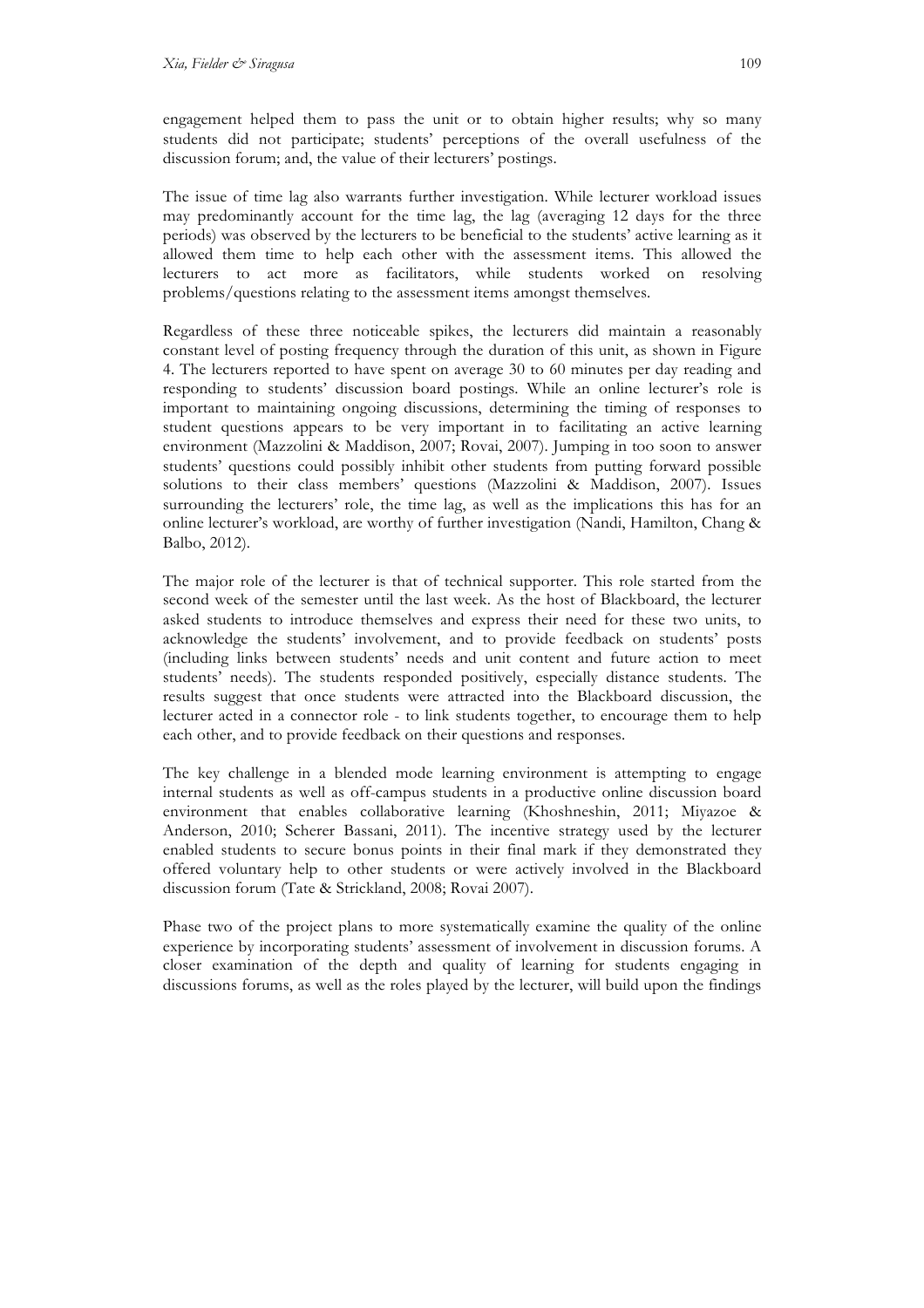engagement helped them to pass the unit or to obtain higher results; why so many students did not participate; students' perceptions of the overall usefulness of the discussion forum; and, the value of their lecturers' postings.

The issue of time lag also warrants further investigation. While lecturer workload issues may predominantly account for the time lag, the lag (averaging 12 days for the three periods) was observed by the lecturers to be beneficial to the students' active learning as it allowed them time to help each other with the assessment items. This allowed the lecturers to act more as facilitators, while students worked on resolving problems/questions relating to the assessment items amongst themselves.

Regardless of these three noticeable spikes, the lecturers did maintain a reasonably constant level of posting frequency through the duration of this unit, as shown in Figure 4. The lecturers reported to have spent on average 30 to 60 minutes per day reading and responding to students' discussion board postings. While an online lecturer's role is important to maintaining ongoing discussions, determining the timing of responses to student questions appears to be very important in to facilitating an active learning environment (Mazzolini & Maddison, 2007; Rovai, 2007). Jumping in too soon to answer students' questions could possibly inhibit other students from putting forward possible solutions to their class members' questions (Mazzolini & Maddison, 2007). Issues surrounding the lecturers' role, the time lag, as well as the implications this has for an online lecturer's workload, are worthy of further investigation (Nandi, Hamilton, Chang & Balbo, 2012).

The major role of the lecturer is that of technical supporter. This role started from the second week of the semester until the last week. As the host of Blackboard, the lecturer asked students to introduce themselves and express their need for these two units, to acknowledge the students' involvement, and to provide feedback on students' posts (including links between students' needs and unit content and future action to meet students' needs). The students responded positively, especially distance students. The results suggest that once students were attracted into the Blackboard discussion, the lecturer acted in a connector role - to link students together, to encourage them to help each other, and to provide feedback on their questions and responses.

The key challenge in a blended mode learning environment is attempting to engage internal students as well as off-campus students in a productive online discussion board environment that enables collaborative learning (Khoshneshin, 2011; Miyazoe & Anderson, 2010; Scherer Bassani, 2011). The incentive strategy used by the lecturer enabled students to secure bonus points in their final mark if they demonstrated they offered voluntary help to other students or were actively involved in the Blackboard discussion forum (Tate & Strickland, 2008; Rovai 2007).

Phase two of the project plans to more systematically examine the quality of the online experience by incorporating students' assessment of involvement in discussion forums. A closer examination of the depth and quality of learning for students engaging in discussions forums, as well as the roles played by the lecturer, will build upon the findings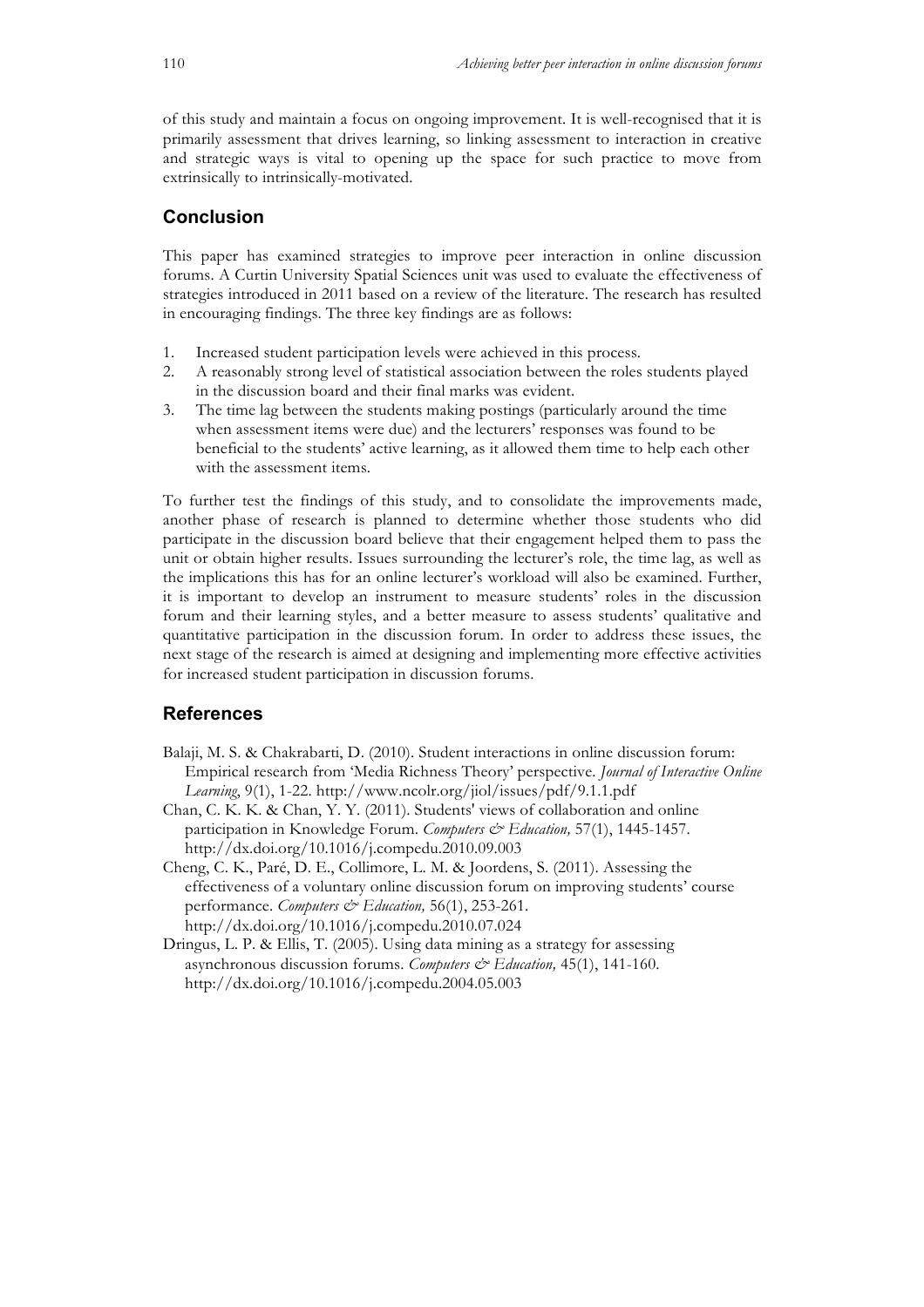of this study and maintain a focus on ongoing improvement. It is well-recognised that it is primarily assessment that drives learning, so linking assessment to interaction in creative and strategic ways is vital to opening up the space for such practice to move from extrinsically to intrinsically-motivated.

## Conclusion

This paper has examined strategies to improve peer interaction in online discussion forums. A Curtin University Spatial Sciences unit was used to evaluate the effectiveness of strategies introduced in 2011 based on a review of the literature. The research has resulted in encouraging findings. The three key findings are as follows:

1. Increased student participation levels were achieved in this process.
2. A reasonably strong level of statistical association between the roles students played in the discussion board and their final marks was evident.
3. The time lag between the students making postings (particularly around the time when assessment items were due) and the lecturers' responses was found to be beneficial to the students' active learning, as it allowed them time to help each other with the assessment items.

To further test the findings of this study, and to consolidate the improvements made, another phase of research is planned to determine whether those students who did participate in the discussion board believe that their engagement helped them to pass the unit or obtain higher results. Issues surrounding the lecturer's role, the time lag, as well as the implications this has for an online lecturer's workload will also be examined. Further, it is important to develop an instrument to measure students' roles in the discussion forum and their learning styles, and a better measure to assess students' qualitative and quantitative participation in the discussion forum. In order to address these issues, the next stage of the research is aimed at designing and implementing more effective activities for increased student participation in discussion forums.

## References

Balaji, M. S. & Chakrabarti, D. (2010). Student interactions in online discussion forum: Empirical research from 'Media Richness Theory' perspective. *Journal of Interactive Online Learning*, 9(1), 1-22. http://www.ncolr.org/jiol/issues/pdf/9.1.1.pdf

Chan, C. K. K. & Chan, Y. Y. (2011). Students' views of collaboration and online participation in Knowledge Forum. *Computers & Education,* 57(1), 1445-1457. http://dx.doi.org/10.1016/j.compedu.2010.09.003

Cheng, C. K., Paré, D. E., Collimore, L. M. & Joordens, S. (2011). Assessing the effectiveness of a voluntary online discussion forum on improving students' course performance. *Computers & Education,* 56(1), 253-261. http://dx.doi.org/10.1016/j.compedu.2010.07.024

Dringus, L. P. & Ellis, T. (2005). Using data mining as a strategy for assessing asynchronous discussion forums. *Computers & Education,* 45(1), 141-160. http://dx.doi.org/10.1016/j.compedu.2004.05.003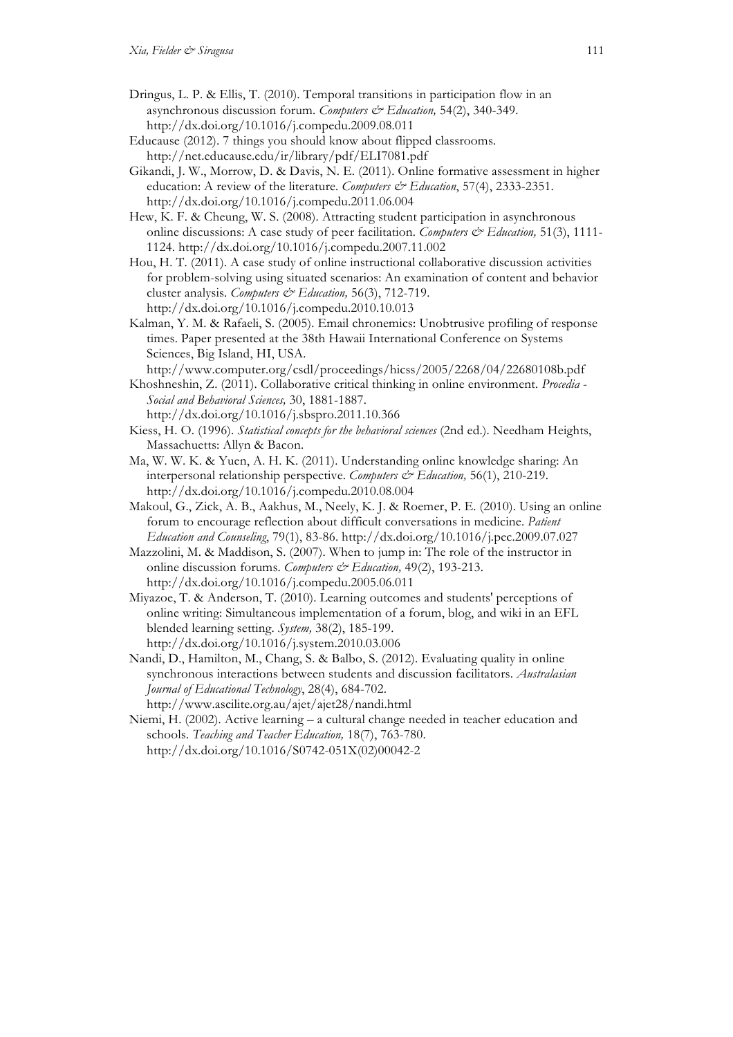Dringus, L. P. & Ellis, T. (2010). Temporal transitions in participation flow in an asynchronous discussion forum. *Computers & Education,* 54(2), 340-349. http://dx.doi.org/10.1016/j.compedu.2009.08.011

Educause (2012). 7 things you should know about flipped classrooms. http://net.educause.edu/ir/library/pdf/ELI7081.pdf

Gikandi, J. W., Morrow, D. & Davis, N. E. (2011). Online formative assessment in higher education: A review of the literature. *Computers & Education*, 57(4), 2333-2351. http://dx.doi.org/10.1016/j.compedu.2011.06.004

Hew, K. F. & Cheung, W. S. (2008). Attracting student participation in asynchronous online discussions: A case study of peer facilitation. *Computers & Education,* 51(3), 1111-1124. http://dx.doi.org/10.1016/j.compedu.2007.11.002

Hou, H. T. (2011). A case study of online instructional collaborative discussion activities for problem-solving using situated scenarios: An examination of content and behavior cluster analysis. *Computers & Education,* 56(3), 712-719. http://dx.doi.org/10.1016/j.compedu.2010.10.013

Kalman, Y. M. & Rafaeli, S. (2005). Email chronemics: Unobtrusive profiling of response times. Paper presented at the 38th Hawaii International Conference on Systems Sciences, Big Island, HI, USA. http://www.computer.org/csdl/proceedings/hicss/2005/2268/04/22680108b.pdf

Khoshneshin, Z. (2011). Collaborative critical thinking in online environment. *Procedia - Social and Behavioral Sciences,* 30, 1881-1887. http://dx.doi.org/10.1016/j.sbspro.2011.10.366

Kiess, H. O. (1996). *Statistical concepts for the behavioral sciences* (2nd ed.). Needham Heights, Massachuetts: Allyn & Bacon.

Ma, W. W. K. & Yuen, A. H. K. (2011). Understanding online knowledge sharing: An interpersonal relationship perspective. *Computers & Education,* 56(1), 210-219. http://dx.doi.org/10.1016/j.compedu.2010.08.004

Makoul, G., Zick, A. B., Aakhus, M., Neely, K. J. & Roemer, P. E. (2010). Using an online forum to encourage reflection about difficult conversations in medicine. *Patient Education and Counseling*, 79(1), 83-86. http://dx.doi.org/10.1016/j.pec.2009.07.027

Mazzolini, M. & Maddison, S. (2007). When to jump in: The role of the instructor in online discussion forums. *Computers & Education,* 49(2), 193-213. http://dx.doi.org/10.1016/j.compedu.2005.06.011

Miyazoe, T. & Anderson, T. (2010). Learning outcomes and students' perceptions of online writing: Simultaneous implementation of a forum, blog, and wiki in an EFL blended learning setting. *System,* 38(2), 185-199. http://dx.doi.org/10.1016/j.system.2010.03.006

Nandi, D., Hamilton, M., Chang, S. & Balbo, S. (2012). Evaluating quality in online synchronous interactions between students and discussion facilitators. *Australasian Journal of Educational Technology*, 28(4), 684-702. http://www.ascilite.org.au/ajet/ajet28/nandi.html

Niemi, H. (2002). Active learning – a cultural change needed in teacher education and schools. *Teaching and Teacher Education,* 18(7), 763-780. http://dx.doi.org/10.1016/S0742-051X(02)00042-2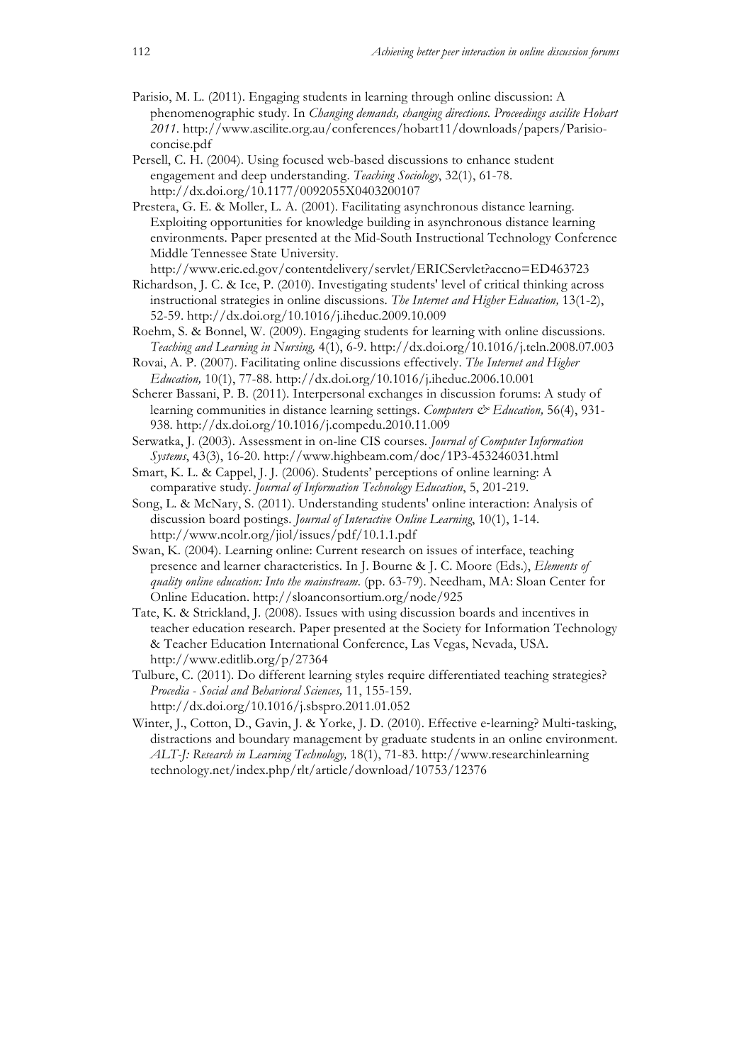Parisio, M. L. (2011). Engaging students in learning through online discussion: A phenomenographic study. In *Changing demands, changing directions. Proceedings ascilite Hobart 2011*. http://www.ascilite.org.au/conferences/hobart11/downloads/papers/Parisio-concise.pdf

Persell, C. H. (2004). Using focused web-based discussions to enhance student engagement and deep understanding. *Teaching Sociology*, 32(1), 61-78. http://dx.doi.org/10.1177/0092055X0403200107

Prestera, G. E. & Moller, L. A. (2001). Facilitating asynchronous distance learning. Exploiting opportunities for knowledge building in asynchronous distance learning environments. Paper presented at the Mid-South Instructional Technology Conference Middle Tennessee State University. http://www.eric.ed.gov/contentdelivery/servlet/ERICServlet?accno=ED463723

Richardson, J. C. & Ice, P. (2010). Investigating students' level of critical thinking across instructional strategies in online discussions. *The Internet and Higher Education,* 13(1-2), 52-59. http://dx.doi.org/10.1016/j.iheduc.2009.10.009

Roehm, S. & Bonnel, W. (2009). Engaging students for learning with online discussions. *Teaching and Learning in Nursing,* 4(1), 6-9. http://dx.doi.org/10.1016/j.teln.2008.07.003

Rovai, A. P. (2007). Facilitating online discussions effectively. *The Internet and Higher Education,* 10(1), 77-88. http://dx.doi.org/10.1016/j.iheduc.2006.10.001

Scherer Bassani, P. B. (2011). Interpersonal exchanges in discussion forums: A study of learning communities in distance learning settings. *Computers & Education,* 56(4), 931-938. http://dx.doi.org/10.1016/j.compedu.2010.11.009

Serwatka, J. (2003). Assessment in on-line CIS courses. *Journal of Computer Information Systems*, 43(3), 16-20. http://www.highbeam.com/doc/1P3-453246031.html

Smart, K. L. & Cappel, J. J. (2006). Students' perceptions of online learning: A comparative study. *Journal of Information Technology Education*, 5, 201-219.

Song, L. & McNary, S. (2011). Understanding students' online interaction: Analysis of discussion board postings. *Journal of Interactive Online Learning*, 10(1), 1-14. http://www.ncolr.org/jiol/issues/pdf/10.1.1.pdf

Swan, K. (2004). Learning online: Current research on issues of interface, teaching presence and learner characteristics. In J. Bourne & J. C. Moore (Eds.), *Elements of quality online education: Into the mainstream*. (pp. 63-79). Needham, MA: Sloan Center for Online Education. http://sloanconsortium.org/node/925

Tate, K. & Strickland, J. (2008). Issues with using discussion boards and incentives in teacher education research. Paper presented at the Society for Information Technology & Teacher Education International Conference, Las Vegas, Nevada, USA. http://www.editlib.org/p/27364

Tulbure, C. (2011). Do different learning styles require differentiated teaching strategies? *Procedia - Social and Behavioral Sciences,* 11, 155-159. http://dx.doi.org/10.1016/j.sbspro.2011.01.052

Winter, J., Cotton, D., Gavin, J. & Yorke, J. D. (2010). Effective e-learning? Multi-tasking, distractions and boundary management by graduate students in an online environment. *ALT-J: Research in Learning Technology,* 18(1), 71-83. http://www.researchinlearning technology.net/index.php/rlt/article/download/10753/12376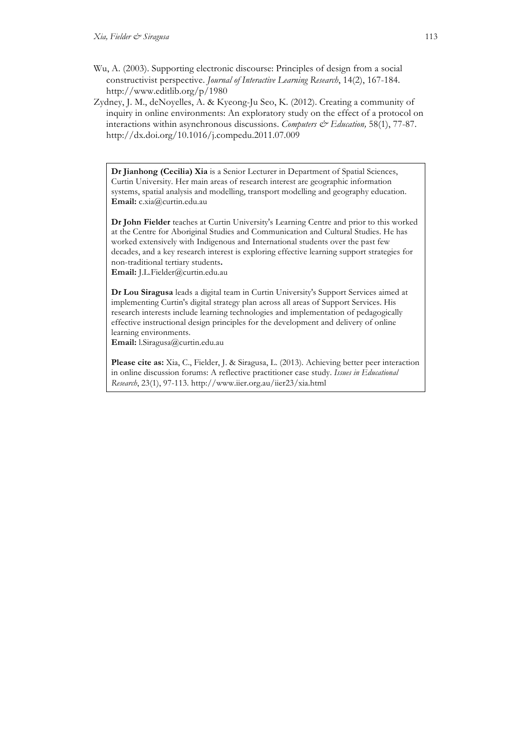Wu, A. (2003). Supporting electronic discourse: Principles of design from a social constructivist perspective. *Journal of Interactive Learning Research*, 14(2), 167-184. http://www.editlib.org/p/1980

Zydney, J. M., deNoyelles, A. & Kyeong-Ju Seo, K. (2012). Creating a community of inquiry in online environments: An exploratory study on the effect of a protocol on interactions within asynchronous discussions. *Computers & Education,* 58(1), 77-87. http://dx.doi.org/10.1016/j.compedu.2011.07.009

**Dr Jianhong (Cecilia) Xia** is a Senior Lecturer in Department of Spatial Sciences, Curtin University. Her main areas of research interest are geographic information systems, spatial analysis and modelling, transport modelling and geography education.
**Email:** c.xia@curtin.edu.au

**Dr John Fielder** teaches at Curtin University's Learning Centre and prior to this worked at the Centre for Aboriginal Studies and Communication and Cultural Studies. He has worked extensively with Indigenous and International students over the past few decades, and a key research interest is exploring effective learning support strategies for non-traditional tertiary students**.**
**Email:** J.L.Fielder@curtin.edu.au

**Dr Lou Siragusa** leads a digital team in Curtin University's Support Services aimed at implementing Curtin's digital strategy plan across all areas of Support Services. His research interests include learning technologies and implementation of pedagogically effective instructional design principles for the development and delivery of online learning environments.
**Email:** l.Siragusa@curtin.edu.au

**Please cite as:** Xia, C., Fielder, J. & Siragusa, L. (2013). Achieving better peer interaction in online discussion forums: A reflective practitioner case study. *Issues in Educational Research*, 23(1), 97-113. http://www.iier.org.au/iier23/xia.html